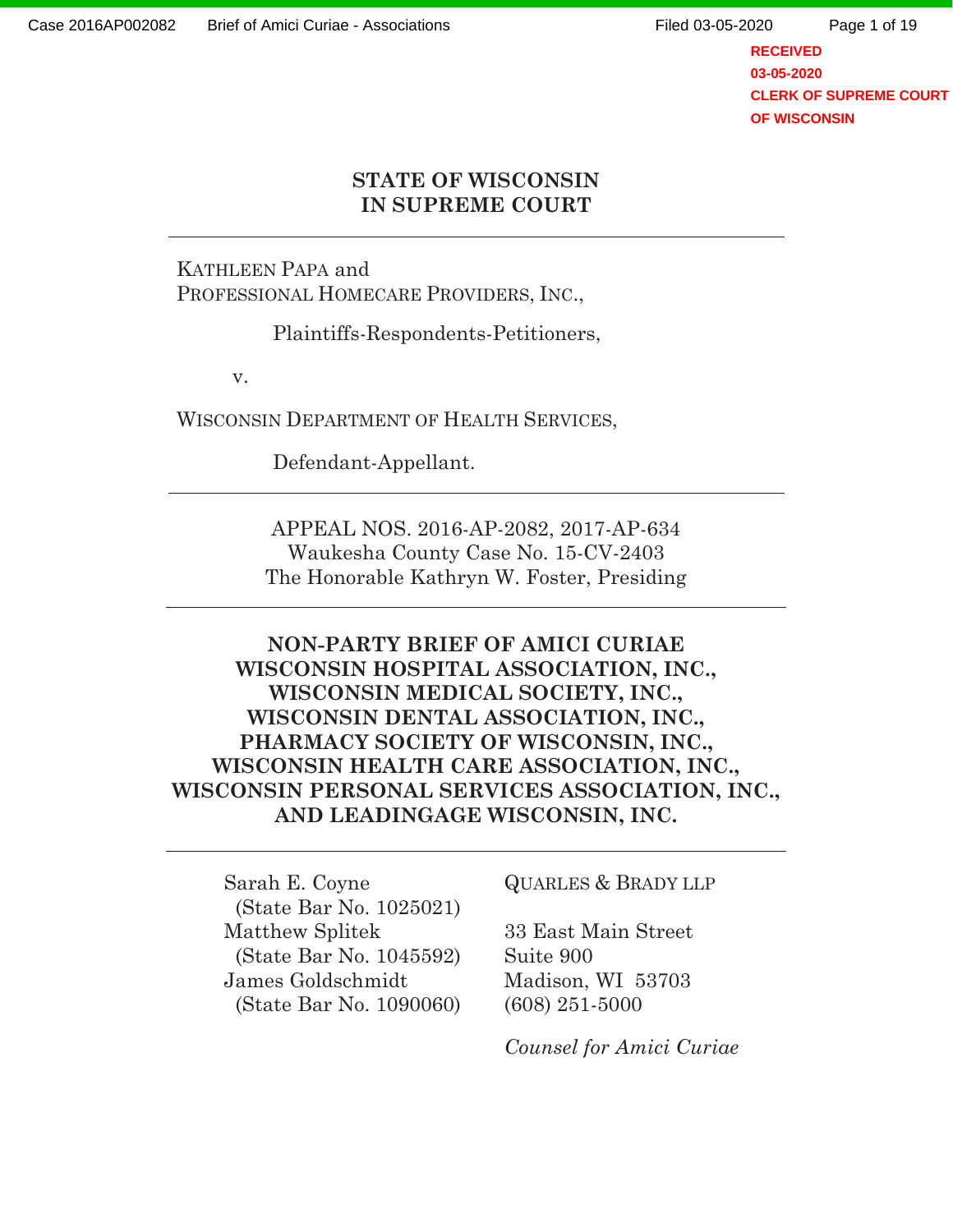# STATE OF WISCONSIN
# IN SUPREME COURT

---

KATHLEEN PAPA and
PROFESSIONAL HOMECARE PROVIDERS, INC.,

Plaintiffs-Respondents-Petitioners,

v.

WISCONSIN DEPARTMENT OF HEALTH SERVICES,

Defendant-Appellant.

---

APPEAL NOS. 2016-AP-2082, 2017-AP-634
Waukesha County Case No. 15-CV-2403
The Honorable Kathryn W. Foster, Presiding

---

**NON-PARTY BRIEF OF AMICI CURIAE
WISCONSIN HOSPITAL ASSOCIATION, INC.,
WISCONSIN MEDICAL SOCIETY, INC.,
WISCONSIN DENTAL ASSOCIATION, INC.,
PHARMACY SOCIETY OF WISCONSIN, INC.,
WISCONSIN HEALTH CARE ASSOCIATION, INC.,
WISCONSIN PERSONAL SERVICES ASSOCIATION, INC.,
AND LEADINGAGE WISCONSIN, INC.**

---

Sarah E. Coyne
(State Bar No. 1025021)
Matthew Splitek
(State Bar No. 1045592)
James Goldschmidt
(State Bar No. 1090060)

QUARLES & BRADY LLP

33 East Main Street
Suite 900
Madison, WI 53703
(608) 251-5000

*Counsel for Amici Curiae*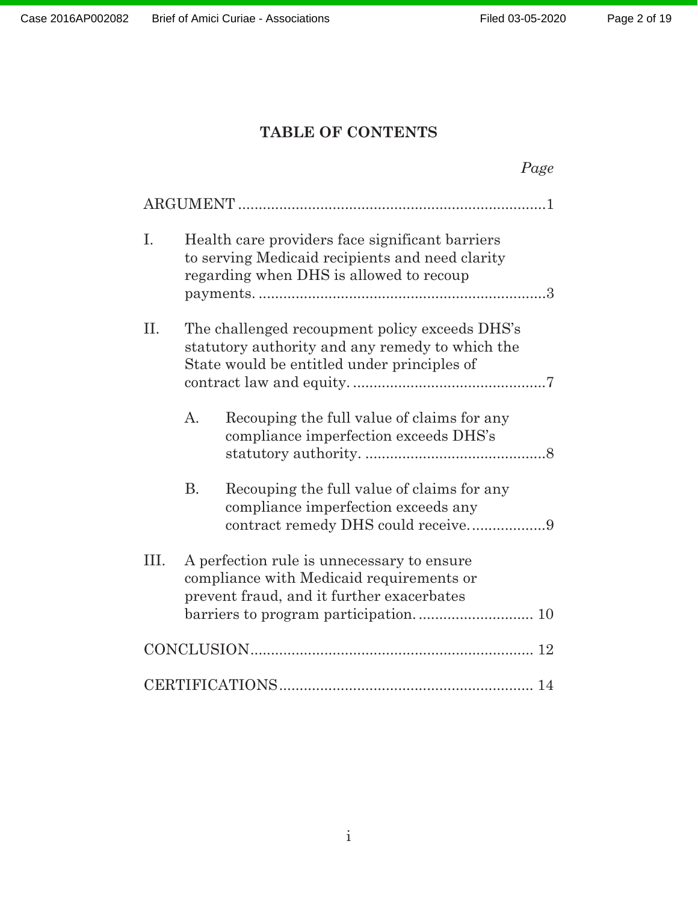# TABLE OF CONTENTS

*Page*

ARGUMENT ........................................................................... 1

I. Health care providers face significant barriers to serving Medicaid recipients and need clarity regarding when DHS is allowed to recoup payments. ....................................................................... 3

II. The challenged recoupment policy exceeds DHS's statutory authority and any remedy to which the State would be entitled under principles of contract law and equity. ............................................... 7

   A. Recouping the full value of claims for any compliance imperfection exceeds DHS's statutory authority. ............................................ 8

   B. Recouping the full value of claims for any compliance imperfection exceeds any contract remedy DHS could receive. .................. 9

III. A perfection rule is unnecessary to ensure compliance with Medicaid requirements or prevent fraud, and it further exacerbates barriers to program participation. ............................ 10

CONCLUSION .................................................................... 12

CERTIFICATIONS ............................................................. 14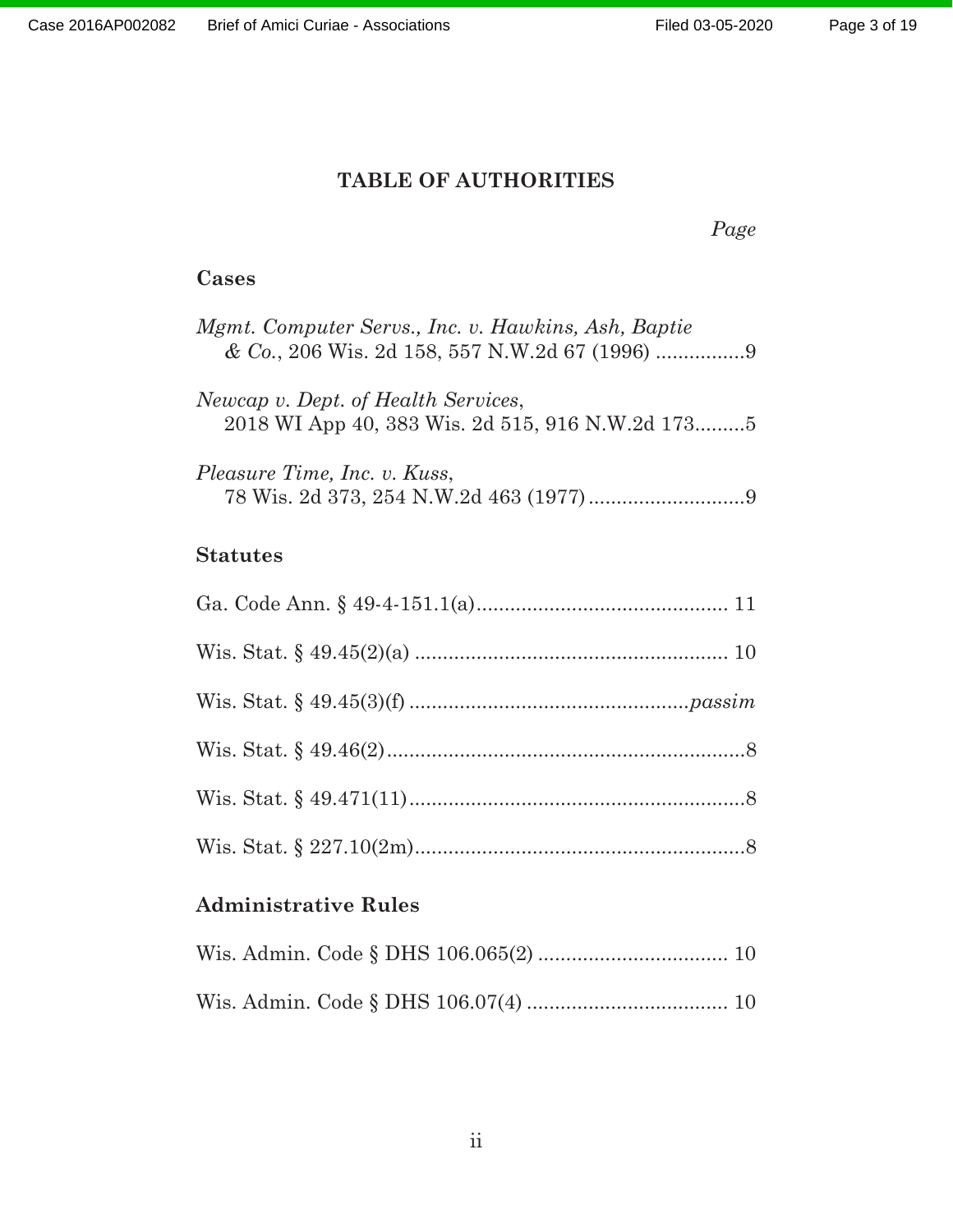# TABLE OF AUTHORITIES

*Page*

## Cases

*Mgmt. Computer Servs., Inc. v. Hawkins, Ash, Baptie & Co.*, 206 Wis. 2d 158, 557 N.W.2d 67 (1996) ................9

*Newcap v. Dept. of Health Services*, 2018 WI App 40, 383 Wis. 2d 515, 916 N.W.2d 173.........5

*Pleasure Time, Inc. v. Kuss*, 78 Wis. 2d 373, 254 N.W.2d 463 (1977)............................9

## Statutes

Ga. Code Ann. § 49-4-151.1(a)............................................. 11

Wis. Stat. § 49.45(2)(a) ........................................................ 10

Wis. Stat. § 49.45(3)(f) .................................................*passim*

Wis. Stat. § 49.46(2)................................................................8

Wis. Stat. § 49.471(11)............................................................8

Wis. Stat. § 227.10(2m)...........................................................8

## Administrative Rules

Wis. Admin. Code § DHS 106.065(2) .................................. 10

Wis. Admin. Code § DHS 106.07(4) .................................... 10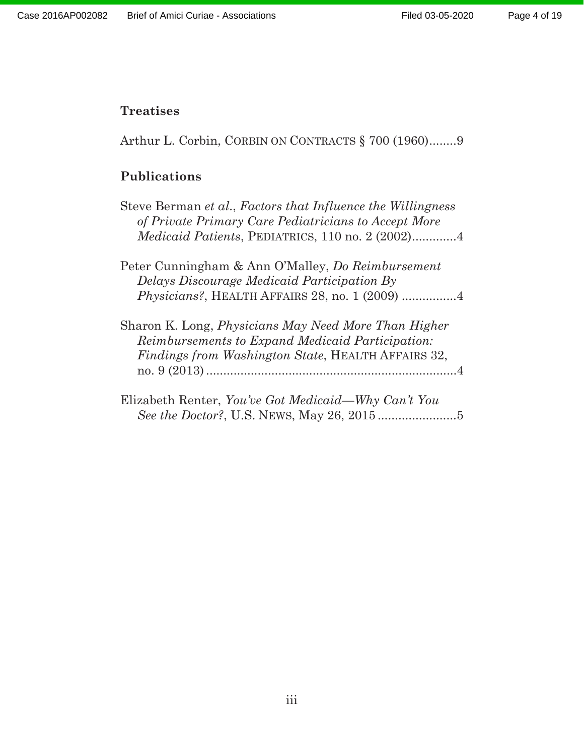### Treatises

Arthur L. Corbin, CORBIN ON CONTRACTS § 700 (1960)........9

### Publications

Steve Berman *et al.*, *Factors that Influence the Willingness of Private Primary Care Pediatricians to Accept More Medicaid Patients*, PEDIATRICS, 110 no. 2 (2002).............4

Peter Cunningham & Ann O'Malley, *Do Reimbursement Delays Discourage Medicaid Participation By Physicians?*, HEALTH AFFAIRS 28, no. 1 (2009) ................4

Sharon K. Long, *Physicians May Need More Than Higher Reimbursements to Expand Medicaid Participation: Findings from Washington State*, HEALTH AFFAIRS 32, no. 9 (2013) ..........................................................................4

Elizabeth Renter, *You've Got Medicaid—Why Can't You See the Doctor?*, U.S. NEWS, May 26, 2015 .......................5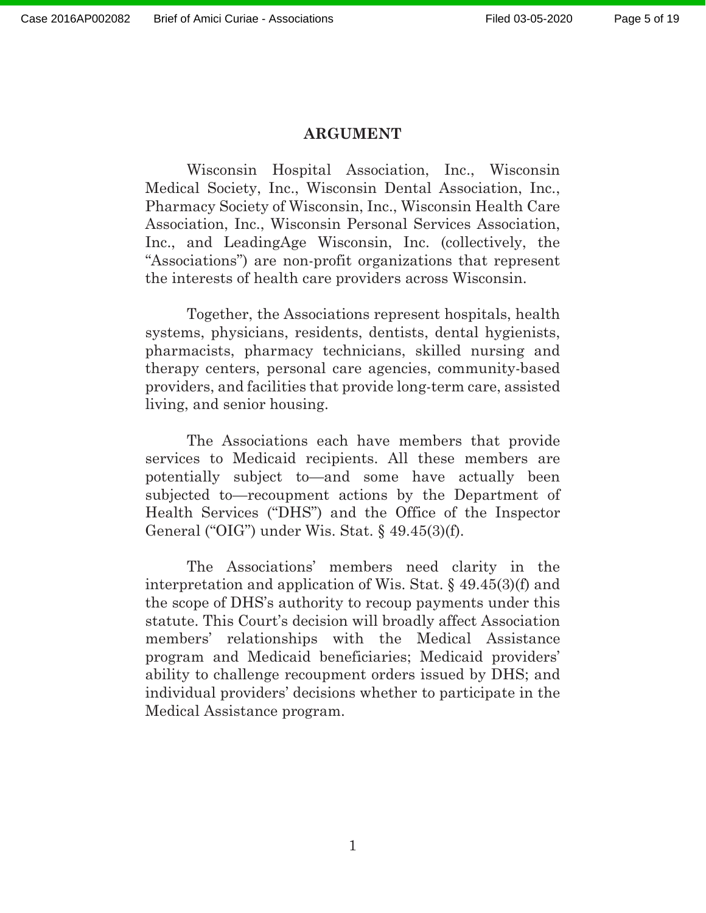## ARGUMENT

Wisconsin Hospital Association, Inc., Wisconsin Medical Society, Inc., Wisconsin Dental Association, Inc., Pharmacy Society of Wisconsin, Inc., Wisconsin Health Care Association, Inc., Wisconsin Personal Services Association, Inc., and LeadingAge Wisconsin, Inc. (collectively, the "Associations") are non-profit organizations that represent the interests of health care providers across Wisconsin.

Together, the Associations represent hospitals, health systems, physicians, residents, dentists, dental hygienists, pharmacists, pharmacy technicians, skilled nursing and therapy centers, personal care agencies, community-based providers, and facilities that provide long-term care, assisted living, and senior housing.

The Associations each have members that provide services to Medicaid recipients. All these members are potentially subject to—and some have actually been subjected to—recoupment actions by the Department of Health Services ("DHS") and the Office of the Inspector General ("OIG") under Wis. Stat. § 49.45(3)(f).

The Associations' members need clarity in the interpretation and application of Wis. Stat. § 49.45(3)(f) and the scope of DHS's authority to recoup payments under this statute. This Court's decision will broadly affect Association members' relationships with the Medical Assistance program and Medicaid beneficiaries; Medicaid providers' ability to challenge recoupment orders issued by DHS; and individual providers' decisions whether to participate in the Medical Assistance program.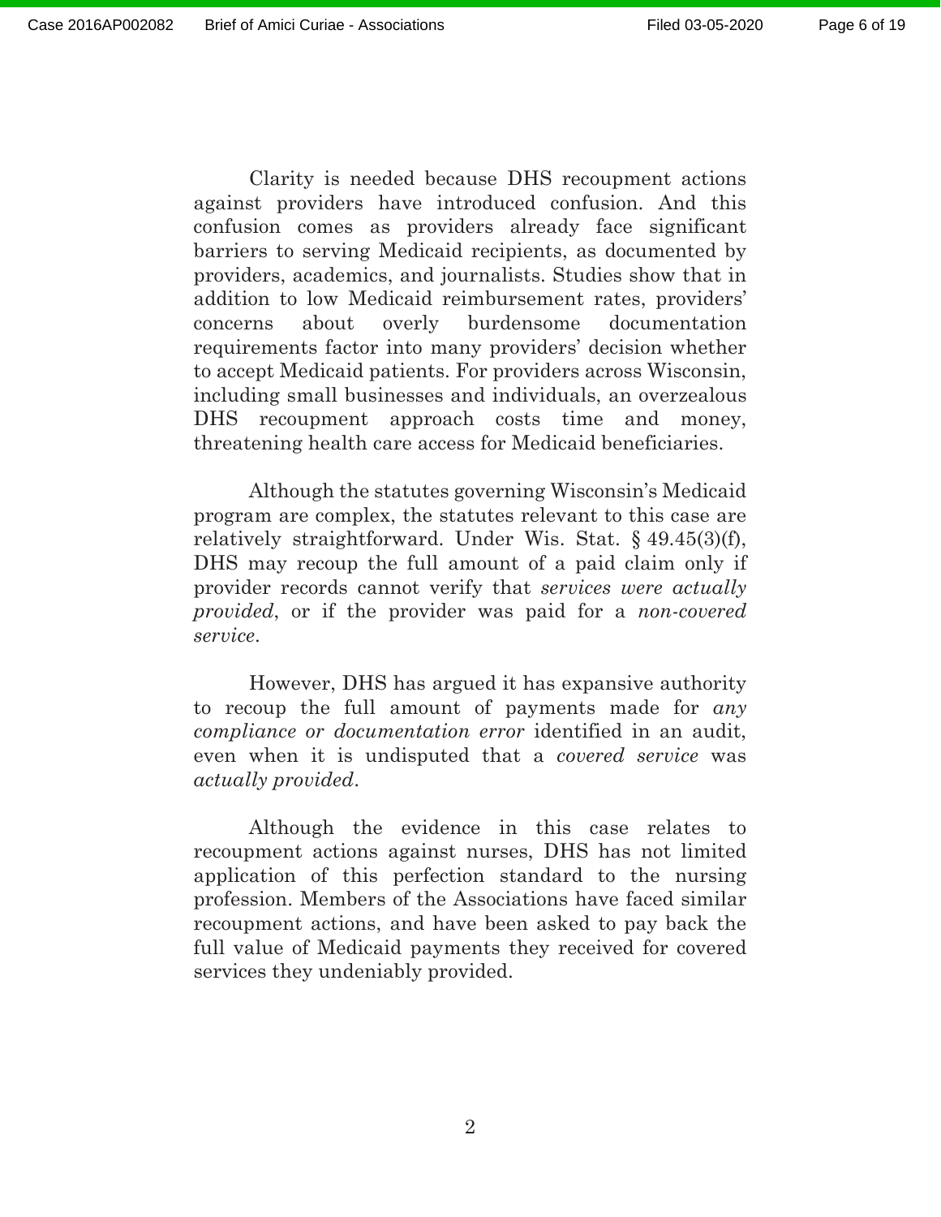Clarity is needed because DHS recoupment actions against providers have introduced confusion. And this confusion comes as providers already face significant barriers to serving Medicaid recipients, as documented by providers, academics, and journalists. Studies show that in addition to low Medicaid reimbursement rates, providers' concerns about overly burdensome documentation requirements factor into many providers' decision whether to accept Medicaid patients. For providers across Wisconsin, including small businesses and individuals, an overzealous DHS recoupment approach costs time and money, threatening health care access for Medicaid beneficiaries.

Although the statutes governing Wisconsin's Medicaid program are complex, the statutes relevant to this case are relatively straightforward. Under Wis. Stat. § 49.45(3)(f), DHS may recoup the full amount of a paid claim only if provider records cannot verify that *services were actually provided*, or if the provider was paid for a *non-covered service*.

However, DHS has argued it has expansive authority to recoup the full amount of payments made for *any compliance or documentation error* identified in an audit, even when it is undisputed that a *covered service* was *actually provided*.

Although the evidence in this case relates to recoupment actions against nurses, DHS has not limited application of this perfection standard to the nursing profession. Members of the Associations have faced similar recoupment actions, and have been asked to pay back the full value of Medicaid payments they received for covered services they undeniably provided.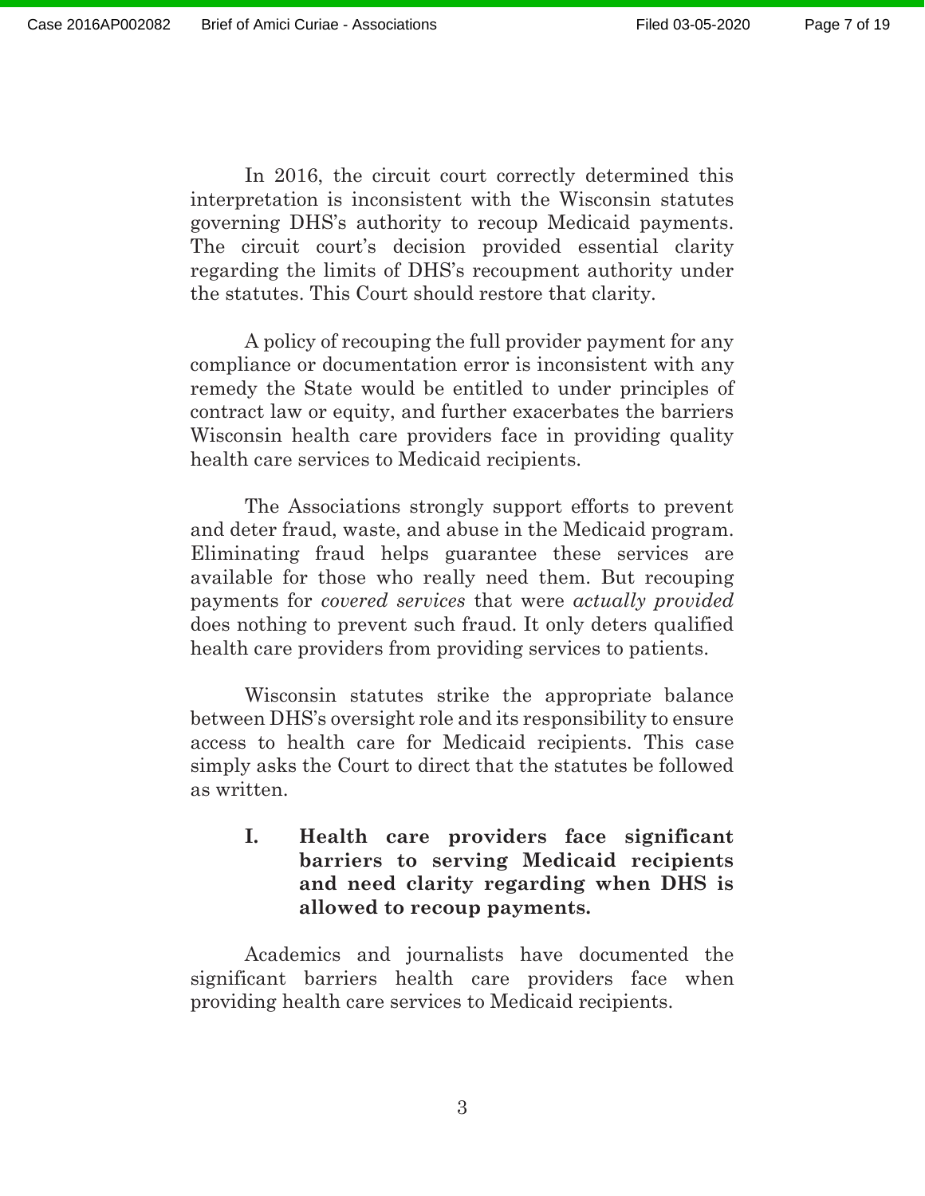In 2016, the circuit court correctly determined this interpretation is inconsistent with the Wisconsin statutes governing DHS's authority to recoup Medicaid payments. The circuit court's decision provided essential clarity regarding the limits of DHS's recoupment authority under the statutes. This Court should restore that clarity.

A policy of recouping the full provider payment for any compliance or documentation error is inconsistent with any remedy the State would be entitled to under principles of contract law or equity, and further exacerbates the barriers Wisconsin health care providers face in providing quality health care services to Medicaid recipients.

The Associations strongly support efforts to prevent and deter fraud, waste, and abuse in the Medicaid program. Eliminating fraud helps guarantee these services are available for those who really need them. But recouping payments for *covered services* that were *actually provided* does nothing to prevent such fraud. It only deters qualified health care providers from providing services to patients.

Wisconsin statutes strike the appropriate balance between DHS's oversight role and its responsibility to ensure access to health care for Medicaid recipients. This case simply asks the Court to direct that the statutes be followed as written.

## I. Health care providers face significant barriers to serving Medicaid recipients and need clarity regarding when DHS is allowed to recoup payments.

Academics and journalists have documented the significant barriers health care providers face when providing health care services to Medicaid recipients.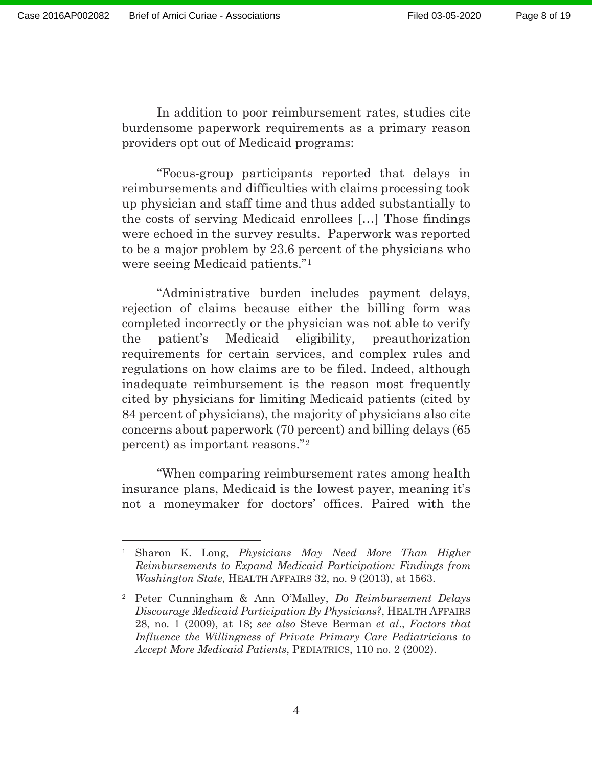In addition to poor reimbursement rates, studies cite burdensome paperwork requirements as a primary reason providers opt out of Medicaid programs:

"Focus-group participants reported that delays in reimbursements and difficulties with claims processing took up physician and staff time and thus added substantially to the costs of serving Medicaid enrollees [...] Those findings were echoed in the survey results. Paperwork was reported to be a major problem by 23.6 percent of the physicians who were seeing Medicaid patients."[1]

"Administrative burden includes payment delays, rejection of claims because either the billing form was completed incorrectly or the physician was not able to verify the patient's Medicaid eligibility, preauthorization requirements for certain services, and complex rules and regulations on how claims are to be filed. Indeed, although inadequate reimbursement is the reason most frequently cited by physicians for limiting Medicaid patients (cited by 84 percent of physicians), the majority of physicians also cite concerns about paperwork (70 percent) and billing delays (65 percent) as important reasons."[2]

"When comparing reimbursement rates among health insurance plans, Medicaid is the lowest payer, meaning it's not a moneymaker for doctors' offices. Paired with the

---

[1] Sharon K. Long, *Physicians May Need More Than Higher Reimbursements to Expand Medicaid Participation: Findings from Washington State*, HEALTH AFFAIRS 32, no. 9 (2013), at 1563.

[2] Peter Cunningham & Ann O'Malley, *Do Reimbursement Delays Discourage Medicaid Participation By Physicians?*, HEALTH AFFAIRS 28, no. 1 (2009), at 18; *see also* Steve Berman *et al*., *Factors that Influence the Willingness of Private Primary Care Pediatricians to Accept More Medicaid Patients*, PEDIATRICS, 110 no. 2 (2002).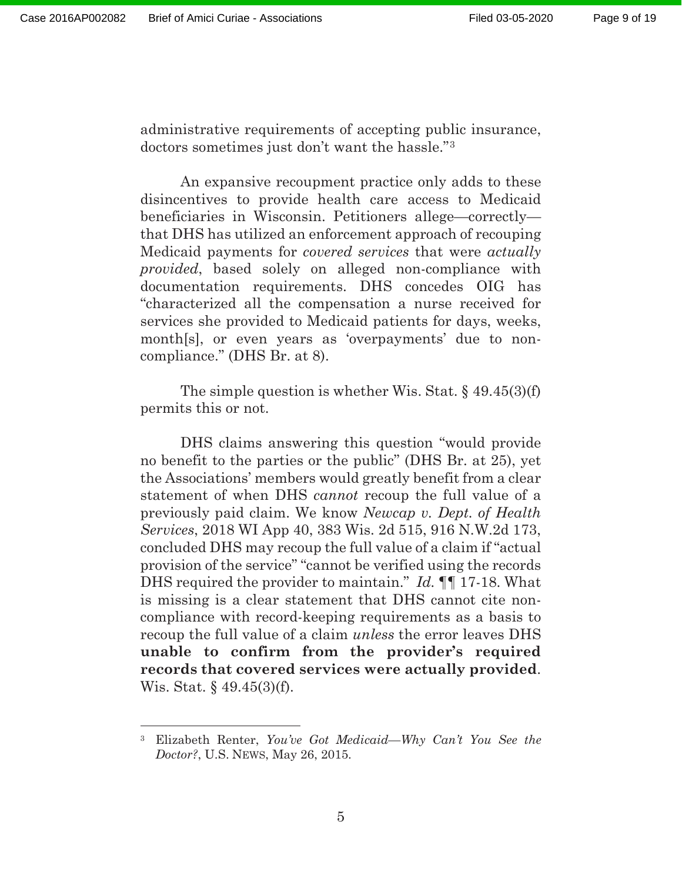administrative requirements of accepting public insurance, doctors sometimes just don't want the hassle."[3]

An expansive recoupment practice only adds to these disincentives to provide health care access to Medicaid beneficiaries in Wisconsin. Petitioners allege—correctly—that DHS has utilized an enforcement approach of recouping Medicaid payments for *covered services* that were *actually provided*, based solely on alleged non-compliance with documentation requirements. DHS concedes OIG has "characterized all the compensation a nurse received for services she provided to Medicaid patients for days, weeks, month[s], or even years as 'overpayments' due to non-compliance." (DHS Br. at 8).

The simple question is whether Wis. Stat. § 49.45(3)(f) permits this or not.

DHS claims answering this question "would provide no benefit to the parties or the public" (DHS Br. at 25), yet the Associations' members would greatly benefit from a clear statement of when DHS *cannot* recoup the full value of a previously paid claim. We know *Newcap v. Dept. of Health Services*, 2018 WI App 40, 383 Wis. 2d 515, 916 N.W.2d 173, concluded DHS may recoup the full value of a claim if "actual provision of the service" "cannot be verified using the records DHS required the provider to maintain." *Id.* ¶¶ 17-18. What is missing is a clear statement that DHS cannot cite non-compliance with record-keeping requirements as a basis to recoup the full value of a claim *unless* the error leaves DHS **unable to confirm from the provider's required records that covered services were actually provided**. Wis. Stat. § 49.45(3)(f).

---

[3] Elizabeth Renter, *You've Got Medicaid—Why Can't You See the Doctor?*, U.S. NEWS, May 26, 2015.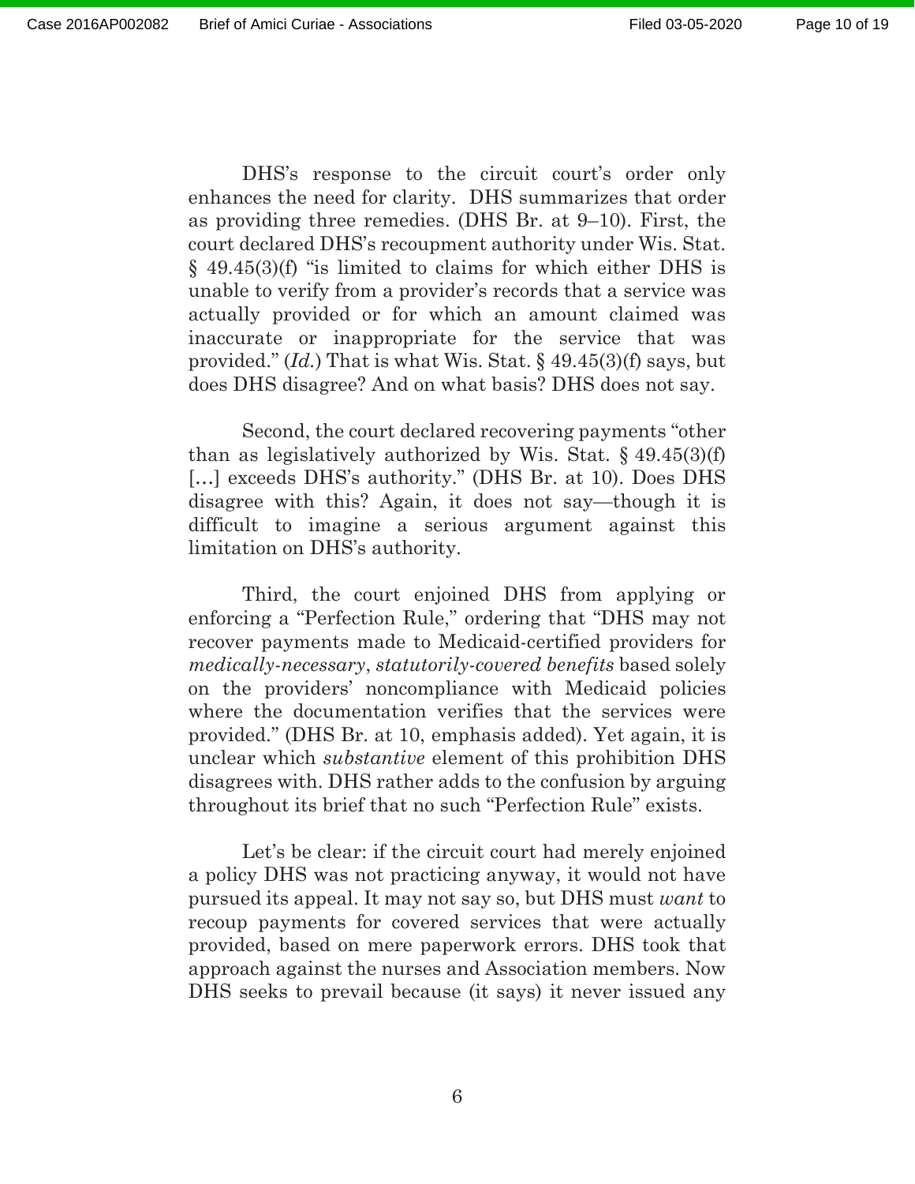DHS's response to the circuit court's order only enhances the need for clarity. DHS summarizes that order as providing three remedies. (DHS Br. at 9–10). First, the court declared DHS's recoupment authority under Wis. Stat. § 49.45(3)(f) "is limited to claims for which either DHS is unable to verify from a provider's records that a service was actually provided or for which an amount claimed was inaccurate or inappropriate for the service that was provided." (*Id.*) That is what Wis. Stat. § 49.45(3)(f) says, but does DHS disagree? And on what basis? DHS does not say.

Second, the court declared recovering payments "other than as legislatively authorized by Wis. Stat. § 49.45(3)(f) […] exceeds DHS's authority." (DHS Br. at 10). Does DHS disagree with this? Again, it does not say—though it is difficult to imagine a serious argument against this limitation on DHS's authority.

Third, the court enjoined DHS from applying or enforcing a "Perfection Rule," ordering that "DHS may not recover payments made to Medicaid-certified providers for *medically-necessary*, *statutorily-covered benefits* based solely on the providers' noncompliance with Medicaid policies where the documentation verifies that the services were provided." (DHS Br. at 10, emphasis added). Yet again, it is unclear which *substantive* element of this prohibition DHS disagrees with. DHS rather adds to the confusion by arguing throughout its brief that no such "Perfection Rule" exists.

Let's be clear: if the circuit court had merely enjoined a policy DHS was not practicing anyway, it would not have pursued its appeal. It may not say so, but DHS must *want* to recoup payments for covered services that were actually provided, based on mere paperwork errors. DHS took that approach against the nurses and Association members. Now DHS seeks to prevail because (it says) it never issued any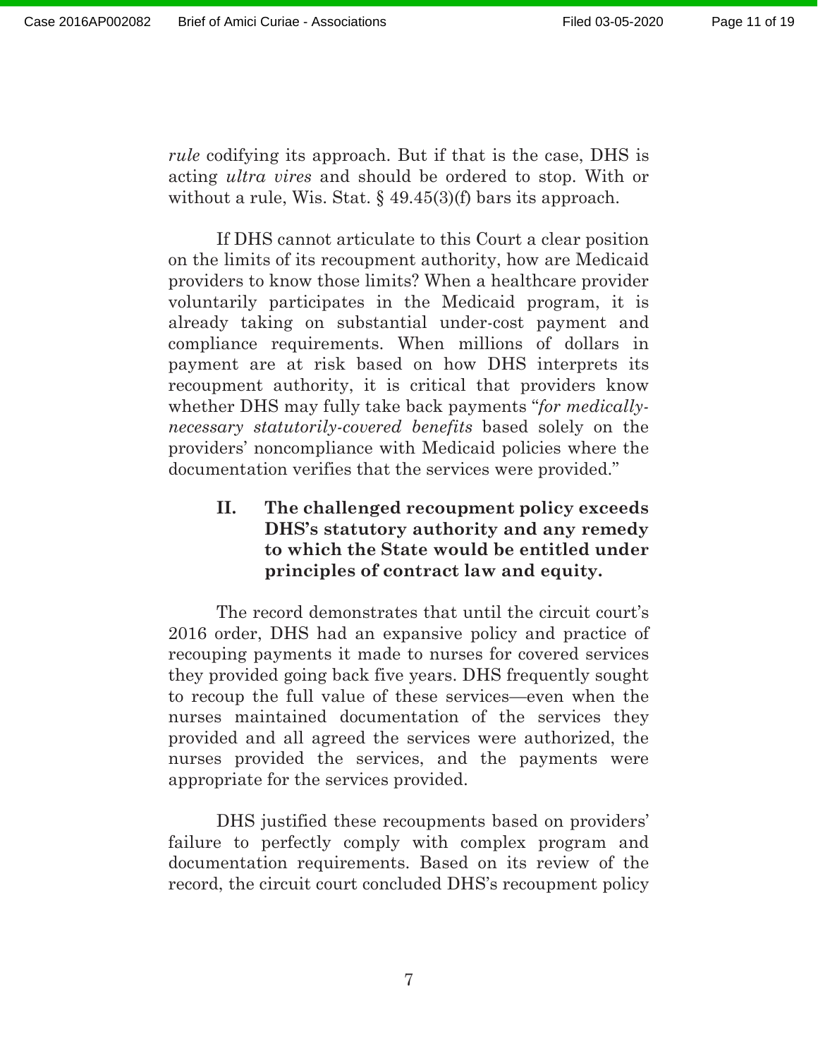*rule* codifying its approach. But if that is the case, DHS is acting *ultra vires* and should be ordered to stop. With or without a rule, Wis. Stat. § 49.45(3)(f) bars its approach.

If DHS cannot articulate to this Court a clear position on the limits of its recoupment authority, how are Medicaid providers to know those limits? When a healthcare provider voluntarily participates in the Medicaid program, it is already taking on substantial under-cost payment and compliance requirements. When millions of dollars in payment are at risk based on how DHS interprets its recoupment authority, it is critical that providers know whether DHS may fully take back payments "*for medically-necessary statutorily-covered benefits* based solely on the providers' noncompliance with Medicaid policies where the documentation verifies that the services were provided."

## II. The challenged recoupment policy exceeds DHS's statutory authority and any remedy to which the State would be entitled under principles of contract law and equity.

The record demonstrates that until the circuit court's 2016 order, DHS had an expansive policy and practice of recouping payments it made to nurses for covered services they provided going back five years. DHS frequently sought to recoup the full value of these services—even when the nurses maintained documentation of the services they provided and all agreed the services were authorized, the nurses provided the services, and the payments were appropriate for the services provided.

DHS justified these recoupments based on providers' failure to perfectly comply with complex program and documentation requirements. Based on its review of the record, the circuit court concluded DHS's recoupment policy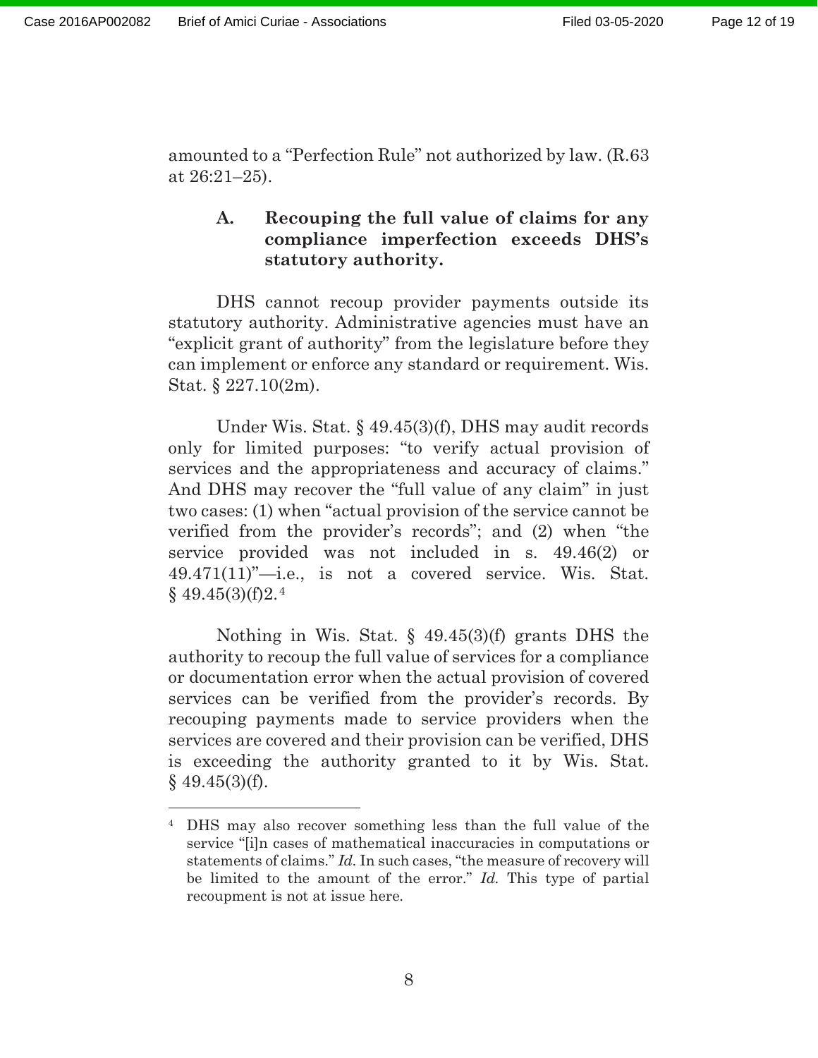amounted to a "Perfection Rule" not authorized by law. (R.63 at 26:21–25).

### A. Recouping the full value of claims for any compliance imperfection exceeds DHS's statutory authority.

DHS cannot recoup provider payments outside its statutory authority. Administrative agencies must have an "explicit grant of authority" from the legislature before they can implement or enforce any standard or requirement. Wis. Stat. § 227.10(2m).

Under Wis. Stat. § 49.45(3)(f), DHS may audit records only for limited purposes: "to verify actual provision of services and the appropriateness and accuracy of claims." And DHS may recover the "full value of any claim" in just two cases: (1) when "actual provision of the service cannot be verified from the provider's records"; and (2) when "the service provided was not included in s. 49.46(2) or 49.471(11)"—i.e., is not a covered service. Wis. Stat. § 49.45(3)(f)2.[4]

Nothing in Wis. Stat. § 49.45(3)(f) grants DHS the authority to recoup the full value of services for a compliance or documentation error when the actual provision of covered services can be verified from the provider's records. By recouping payments made to service providers when the services are covered and their provision can be verified, DHS is exceeding the authority granted to it by Wis. Stat. § 49.45(3)(f).

---

[4] DHS may also recover something less than the full value of the service "[i]n cases of mathematical inaccuracies in computations or statements of claims." *Id.* In such cases, "the measure of recovery will be limited to the amount of the error." *Id.* This type of partial recoupment is not at issue here.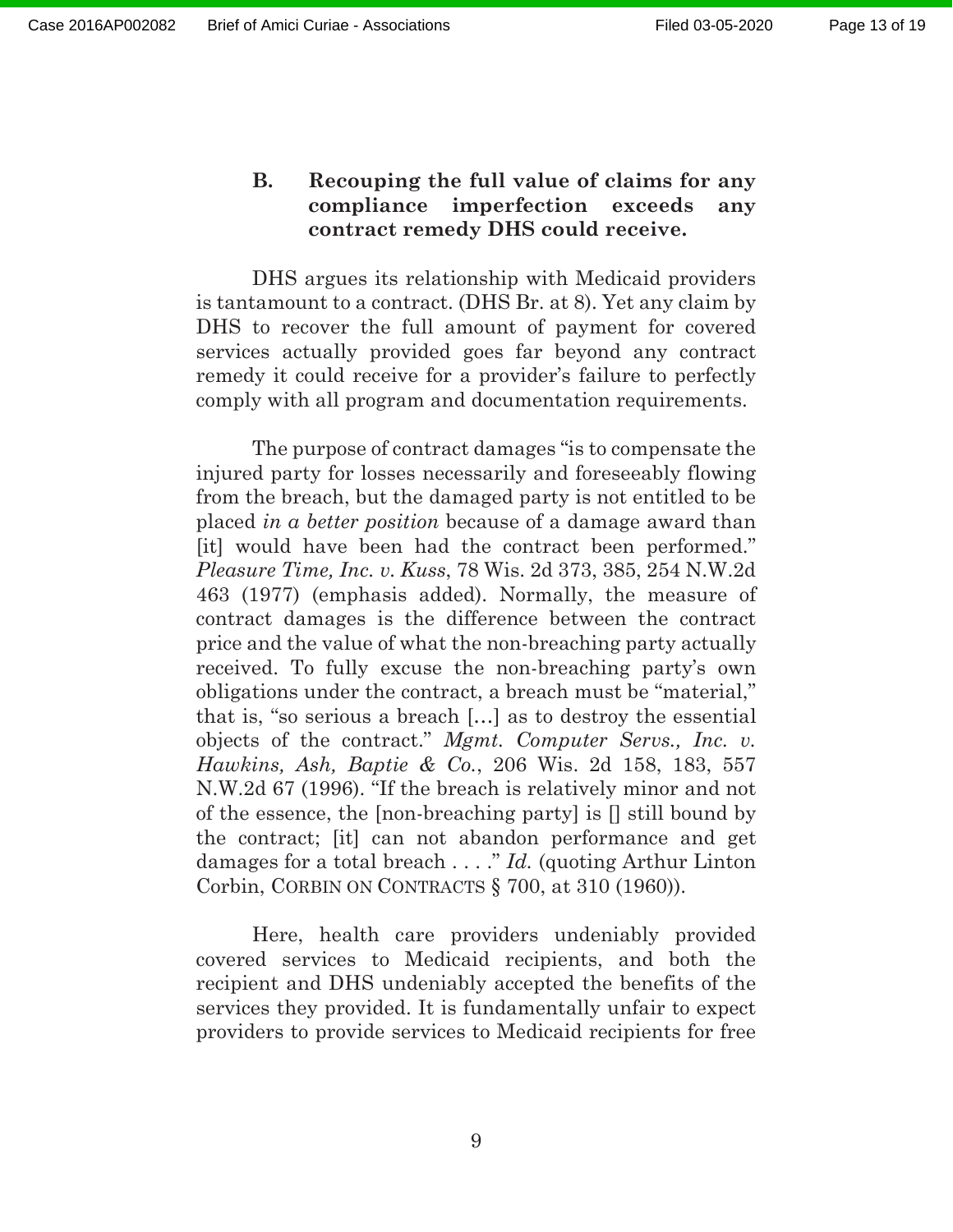### B. Recouping the full value of claims for any compliance imperfection exceeds any contract remedy DHS could receive.

DHS argues its relationship with Medicaid providers is tantamount to a contract. (DHS Br. at 8). Yet any claim by DHS to recover the full amount of payment for covered services actually provided goes far beyond any contract remedy it could receive for a provider's failure to perfectly comply with all program and documentation requirements.

The purpose of contract damages "is to compensate the injured party for losses necessarily and foreseeably flowing from the breach, but the damaged party is not entitled to be placed *in a better position* because of a damage award than [it] would have been had the contract been performed." *Pleasure Time, Inc. v. Kuss*, 78 Wis. 2d 373, 385, 254 N.W.2d 463 (1977) (emphasis added). Normally, the measure of contract damages is the difference between the contract price and the value of what the non-breaching party actually received. To fully excuse the non-breaching party's own obligations under the contract, a breach must be "material," that is, "so serious a breach […] as to destroy the essential objects of the contract." *Mgmt. Computer Servs., Inc. v. Hawkins, Ash, Baptie & Co.*, 206 Wis. 2d 158, 183, 557 N.W.2d 67 (1996). "If the breach is relatively minor and not of the essence, the [non-breaching party] is [] still bound by the contract; [it] can not abandon performance and get damages for a total breach . . . ." *Id.* (quoting Arthur Linton Corbin, CORBIN ON CONTRACTS § 700, at 310 (1960)).

Here, health care providers undeniably provided covered services to Medicaid recipients, and both the recipient and DHS undeniably accepted the benefits of the services they provided. It is fundamentally unfair to expect providers to provide services to Medicaid recipients for free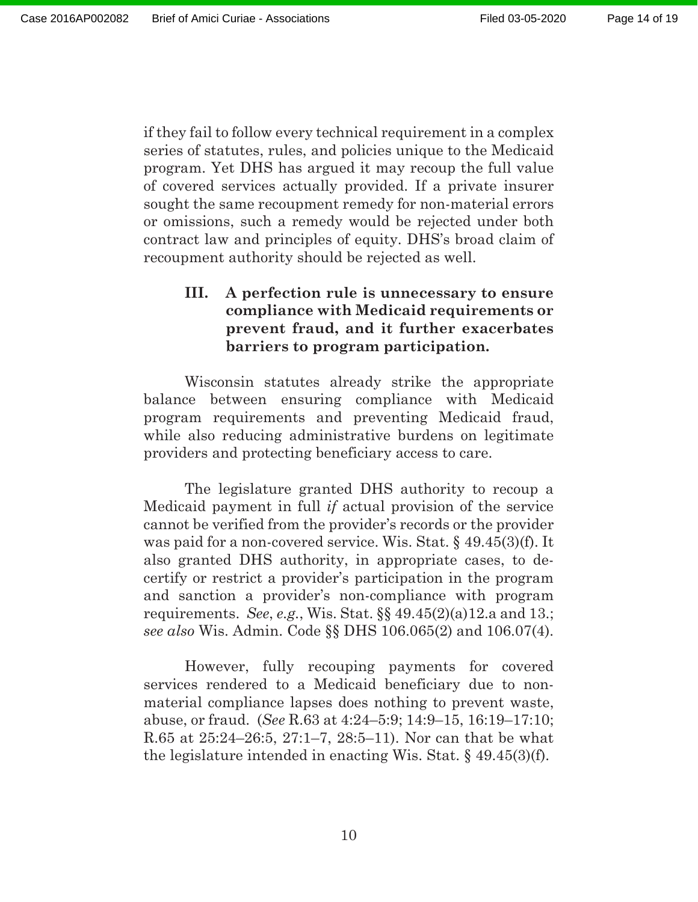if they fail to follow every technical requirement in a complex series of statutes, rules, and policies unique to the Medicaid program. Yet DHS has argued it may recoup the full value of covered services actually provided. If a private insurer sought the same recoupment remedy for non-material errors or omissions, such a remedy would be rejected under both contract law and principles of equity. DHS's broad claim of recoupment authority should be rejected as well.

### III. A perfection rule is unnecessary to ensure compliance with Medicaid requirements or prevent fraud, and it further exacerbates barriers to program participation.

Wisconsin statutes already strike the appropriate balance between ensuring compliance with Medicaid program requirements and preventing Medicaid fraud, while also reducing administrative burdens on legitimate providers and protecting beneficiary access to care.

The legislature granted DHS authority to recoup a Medicaid payment in full *if* actual provision of the service cannot be verified from the provider's records or the provider was paid for a non-covered service. Wis. Stat. § 49.45(3)(f). It also granted DHS authority, in appropriate cases, to de-certify or restrict a provider's participation in the program and sanction a provider's non-compliance with program requirements. *See*, *e.g.*, Wis. Stat. §§ 49.45(2)(a)12.a and 13.; *see also* Wis. Admin. Code §§ DHS 106.065(2) and 106.07(4).

However, fully recouping payments for covered services rendered to a Medicaid beneficiary due to non-material compliance lapses does nothing to prevent waste, abuse, or fraud. (*See* R.63 at 4:24–5:9; 14:9–15, 16:19–17:10; R.65 at 25:24–26:5, 27:1–7, 28:5–11). Nor can that be what the legislature intended in enacting Wis. Stat. § 49.45(3)(f).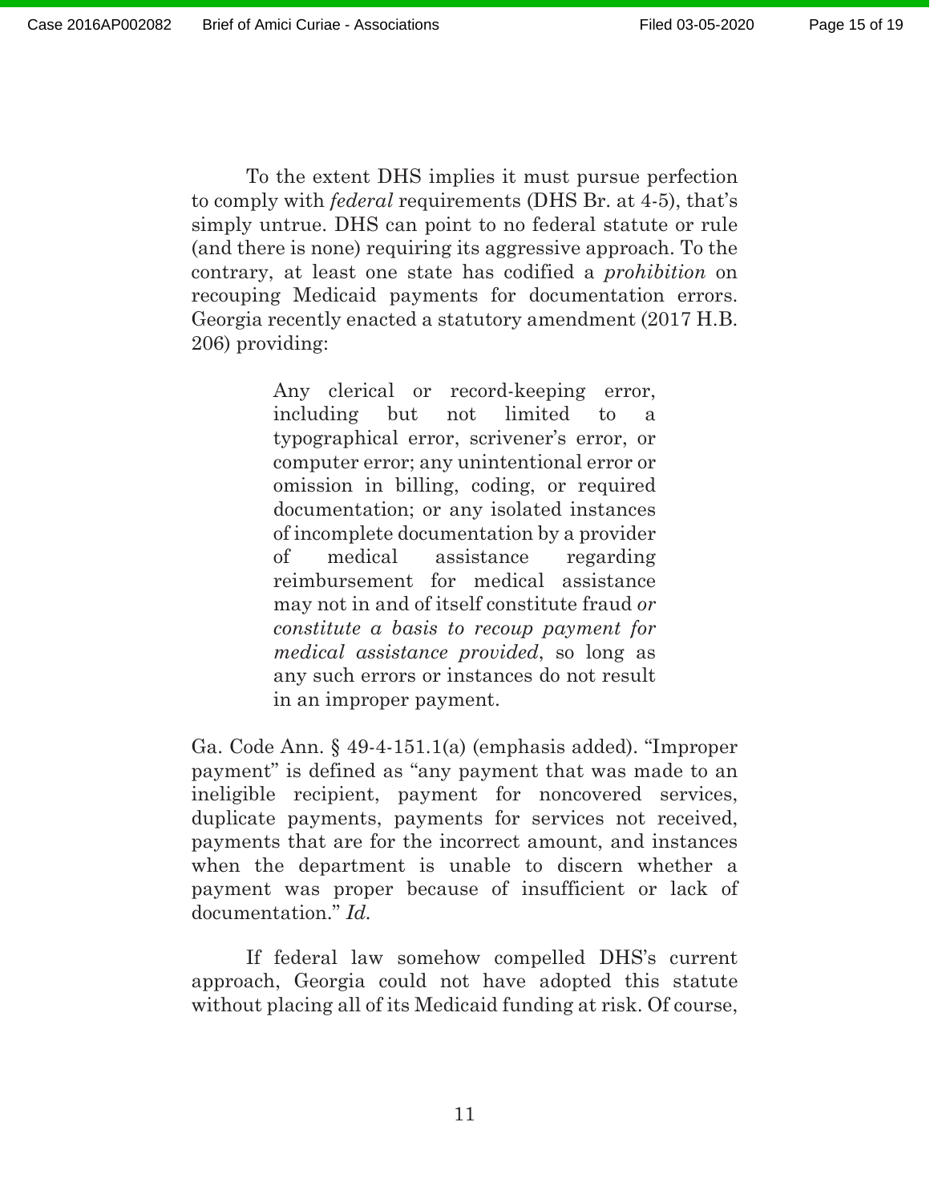To the extent DHS implies it must pursue perfection to comply with *federal* requirements (DHS Br. at 4-5), that's simply untrue. DHS can point to no federal statute or rule (and there is none) requiring its aggressive approach. To the contrary, at least one state has codified a *prohibition* on recouping Medicaid payments for documentation errors. Georgia recently enacted a statutory amendment (2017 H.B. 206) providing:

> Any clerical or record-keeping error, including but not limited to a typographical error, scrivener's error, or computer error; any unintentional error or omission in billing, coding, or required documentation; or any isolated instances of incomplete documentation by a provider of medical assistance regarding reimbursement for medical assistance may not in and of itself constitute fraud *or constitute a basis to recoup payment for medical assistance provided*, so long as any such errors or instances do not result in an improper payment.

Ga. Code Ann. § 49-4-151.1(a) (emphasis added). "Improper payment" is defined as "any payment that was made to an ineligible recipient, payment for noncovered services, duplicate payments, payments for services not received, payments that are for the incorrect amount, and instances when the department is unable to discern whether a payment was proper because of insufficient or lack of documentation." *Id.*

If federal law somehow compelled DHS's current approach, Georgia could not have adopted this statute without placing all of its Medicaid funding at risk. Of course,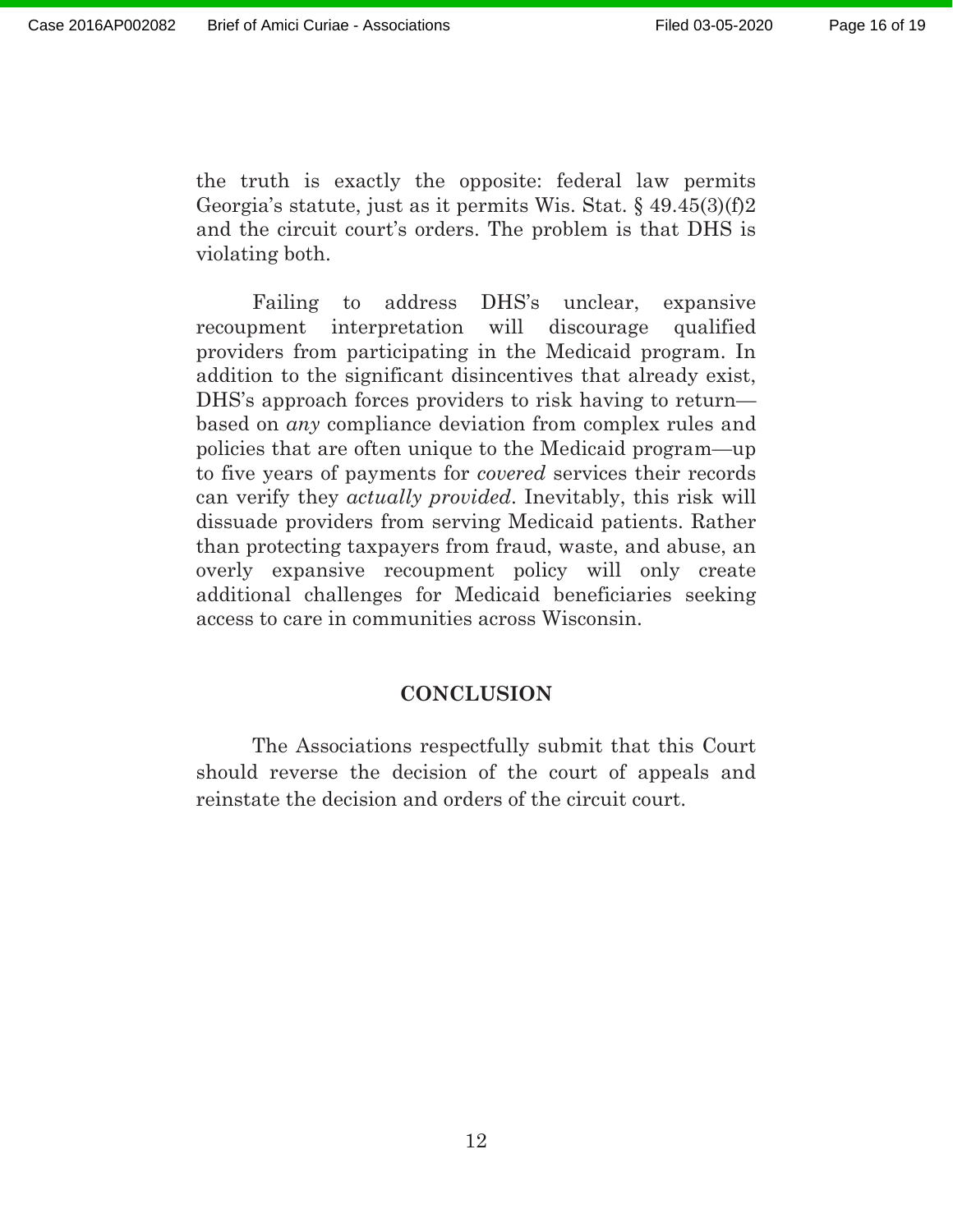the truth is exactly the opposite: federal law permits Georgia's statute, just as it permits Wis. Stat. § 49.45(3)(f)2 and the circuit court's orders. The problem is that DHS is violating both.

Failing to address DHS's unclear, expansive recoupment interpretation will discourage qualified providers from participating in the Medicaid program. In addition to the significant disincentives that already exist, DHS's approach forces providers to risk having to return—based on *any* compliance deviation from complex rules and policies that are often unique to the Medicaid program—up to five years of payments for *covered* services their records can verify they *actually provided*. Inevitably, this risk will dissuade providers from serving Medicaid patients. Rather than protecting taxpayers from fraud, waste, and abuse, an overly expansive recoupment policy will only create additional challenges for Medicaid beneficiaries seeking access to care in communities across Wisconsin.

## CONCLUSION

The Associations respectfully submit that this Court should reverse the decision of the court of appeals and reinstate the decision and orders of the circuit court.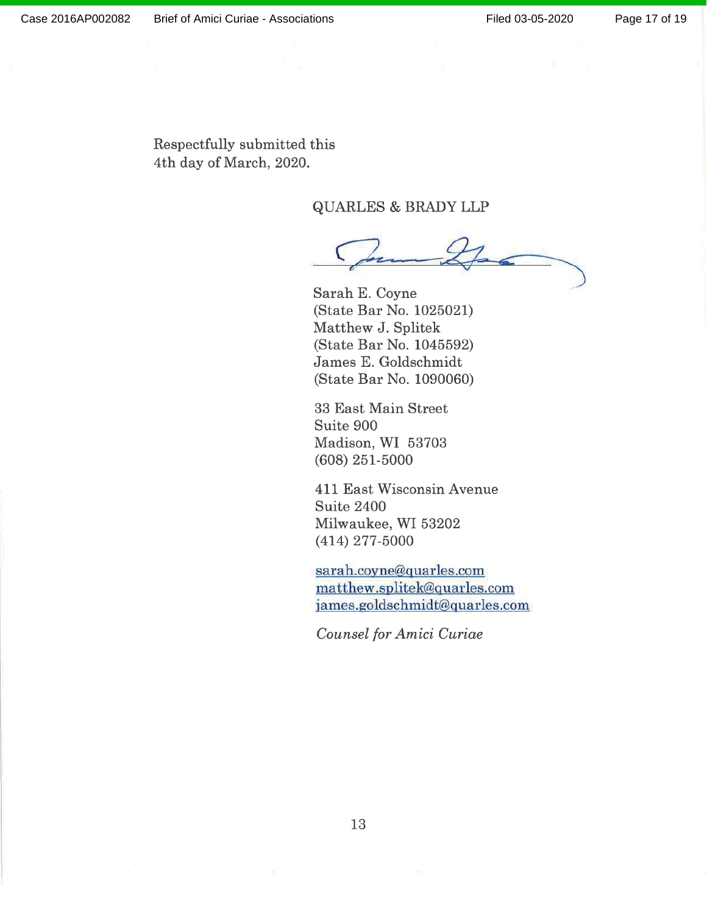Respectfully submitted this
4th day of March, 2020.

QUARLES & BRADY LLP

Sarah E. Coyne
(State Bar No. 1025021)
Matthew J. Splitek
(State Bar No. 1045592)
James E. Goldschmidt
(State Bar No. 1090060)

33 East Main Street
Suite 900
Madison, WI 53703
(608) 251-5000

411 East Wisconsin Avenue
Suite 2400
Milwaukee, WI 53202
(414) 277-5000

sarah.coyne@quarles.com
matthew.splitek@quarles.com
james.goldschmidt@quarles.com

*Counsel for Amici Curiae*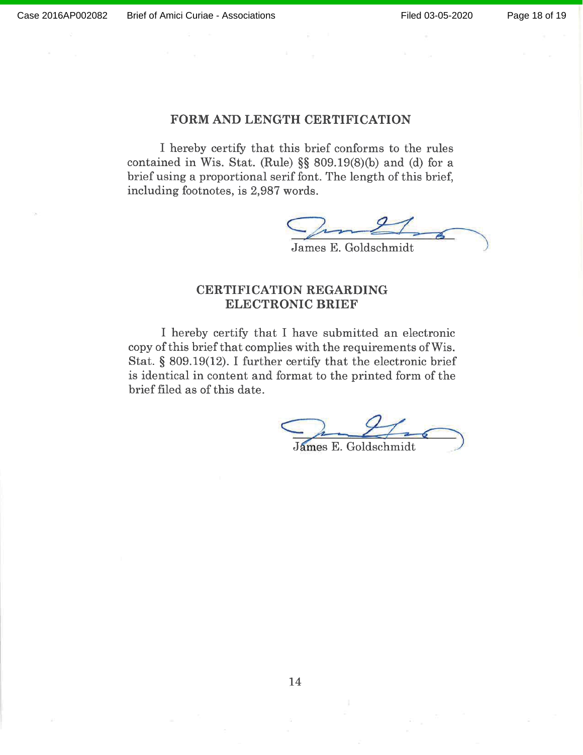## FORM AND LENGTH CERTIFICATION

I hereby certify that this brief conforms to the rules contained in Wis. Stat. (Rule) §§ 809.19(8)(b) and (d) for a brief using a proportional serif font. The length of this brief, including footnotes, is 2,987 words.

James E. Goldschmidt

## CERTIFICATION REGARDING ELECTRONIC BRIEF

I hereby certify that I have submitted an electronic copy of this brief that complies with the requirements of Wis. Stat. § 809.19(12). I further certify that the electronic brief is identical in content and format to the printed form of the brief filed as of this date.

James E. Goldschmidt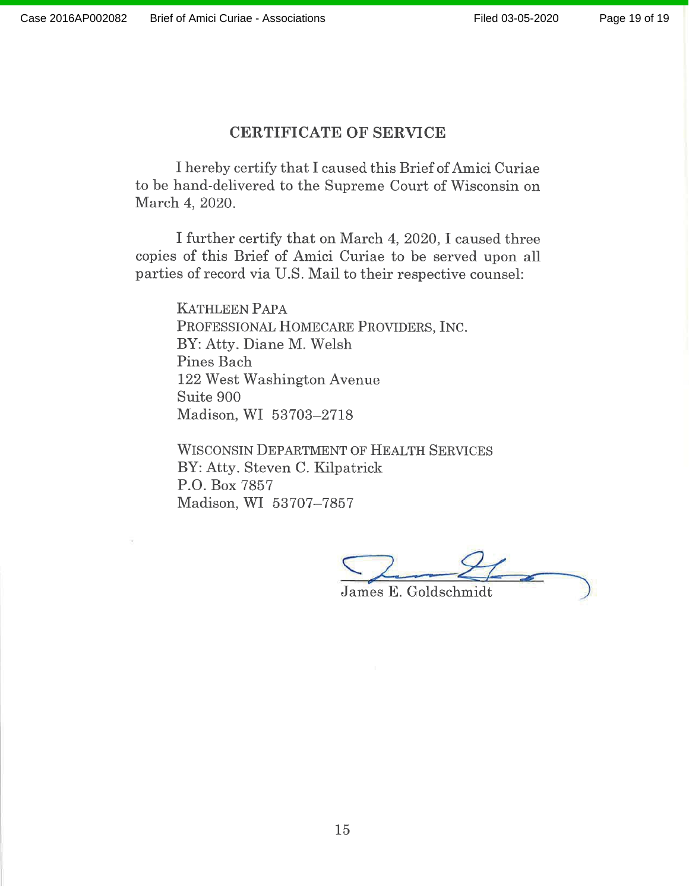## CERTIFICATE OF SERVICE

I hereby certify that I caused this Brief of Amici Curiae to be hand-delivered to the Supreme Court of Wisconsin on March 4, 2020.

I further certify that on March 4, 2020, I caused three copies of this Brief of Amici Curiae to be served upon all parties of record via U.S. Mail to their respective counsel:

KATHLEEN PAPA
PROFESSIONAL HOMECARE PROVIDERS, INC.
BY: Atty. Diane M. Welsh
Pines Bach
122 West Washington Avenue
Suite 900
Madison, WI 53703–2718

WISCONSIN DEPARTMENT OF HEALTH SERVICES
BY: Atty. Steven C. Kilpatrick
P.O. Box 7857
Madison, WI 53707–7857

James E. Goldschmidt